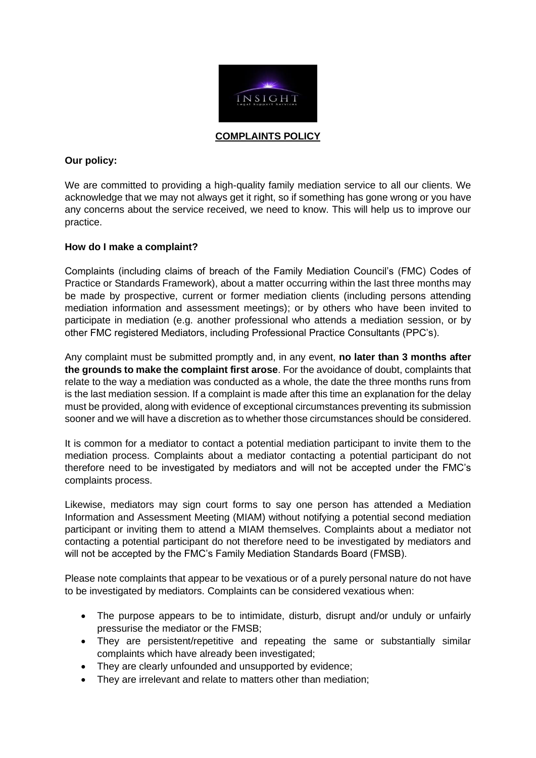**COMPLAINTS POLICY**

**Our policy:**

We are committed to providing a high-quality family mediation service to all our clients. We acknowledge that we may not always get it right, so if something has gone wrong or you have any concerns about the service received, we need to know. This will help us to improve our practice.

**How do I make a complaint?**

Complaints (including claims of breach of the Family Mediation Council's (FMC) Codes of Practice or Standards Framework), about a matter occurring within the last three months may be made by prospective, current or former mediation clients (including persons attending mediation information and assessment meetings); or by others who have been invited to participate in mediation (e.g. another professional who attends a mediation session, or by other FMC registered Mediators, including Professional Practice Consultants (PPC's).

Any complaint must be submitted promptly and, in any event, **no later than 3 months after the grounds to make the complaint first arose**. For the avoidance of doubt, complaints that relate to the way a mediation was conducted as a whole, the date the three months runs from is the last mediation session. If a complaint is made after this time an explanation for the delay must be provided, along with evidence of exceptional circumstances preventing its submission sooner and we will have a discretion as to whether those circumstances should be considered.

It is common for a mediator to contact a potential mediation participant to invite them to the mediation process. Complaints about a mediator contacting a potential participant do not therefore need to be investigated by mediators and will not be accepted under the FMC's complaints process.

Likewise, mediators may sign court forms to say one person has attended a Mediation Information and Assessment Meeting (MIAM) without notifying a potential second mediation participant or inviting them to attend a MIAM themselves. Complaints about a mediator not contacting a potential participant do not therefore need to be investigated by mediators and will not be accepted by the FMC's Family Mediation Standards Board (FMSB).

Please note complaints that appear to be vexatious or of a purely personal nature do not have to be investigated by mediators. Complaints can be considered vexatious when:

- The purpose appears to be to intimidate, disturb, disrupt and/or unduly or unfairly pressurise the mediator or the FMSB;
- They are persistent/repetitive and repeating the same or substantially similar complaints which have already been investigated;
- They are clearly unfounded and unsupported by evidence;
- They are irrelevant and relate to matters other than mediation;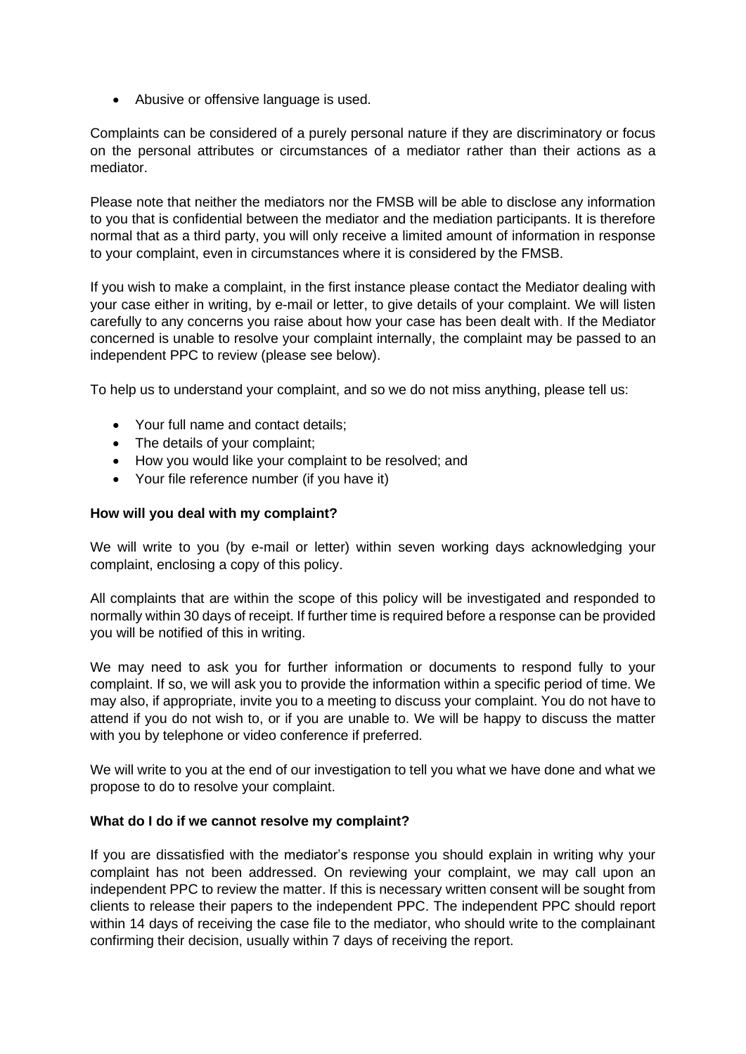- Abusive or offensive language is used.

Complaints can be considered of a purely personal nature if they are discriminatory or focus on the personal attributes or circumstances of a mediator rather than their actions as a mediator.

Please note that neither the mediators nor the FMSB will be able to disclose any information to you that is confidential between the mediator and the mediation participants. It is therefore normal that as a third party, you will only receive a limited amount of information in response to your complaint, even in circumstances where it is considered by the FMSB.

If you wish to make a complaint, in the first instance please contact the Mediator dealing with your case either in writing, by e-mail or letter, to give details of your complaint. We will listen carefully to any concerns you raise about how your case has been dealt with. If the Mediator concerned is unable to resolve your complaint internally, the complaint may be passed to an independent PPC to review (please see below).

To help us to understand your complaint, and so we do not miss anything, please tell us:

- Your full name and contact details;
- The details of your complaint;
- How you would like your complaint to be resolved; and
- Your file reference number (if you have it)

**How will you deal with my complaint?**

We will write to you (by e-mail or letter) within seven working days acknowledging your complaint, enclosing a copy of this policy.

All complaints that are within the scope of this policy will be investigated and responded to normally within 30 days of receipt. If further time is required before a response can be provided you will be notified of this in writing.

We may need to ask you for further information or documents to respond fully to your complaint. If so, we will ask you to provide the information within a specific period of time. We may also, if appropriate, invite you to a meeting to discuss your complaint. You do not have to attend if you do not wish to, or if you are unable to. We will be happy to discuss the matter with you by telephone or video conference if preferred.

We will write to you at the end of our investigation to tell you what we have done and what we propose to do to resolve your complaint.

**What do I do if we cannot resolve my complaint?**

If you are dissatisfied with the mediator's response you should explain in writing why your complaint has not been addressed. On reviewing your complaint, we may call upon an independent PPC to review the matter. If this is necessary written consent will be sought from clients to release their papers to the independent PPC. The independent PPC should report within 14 days of receiving the case file to the mediator, who should write to the complainant confirming their decision, usually within 7 days of receiving the report.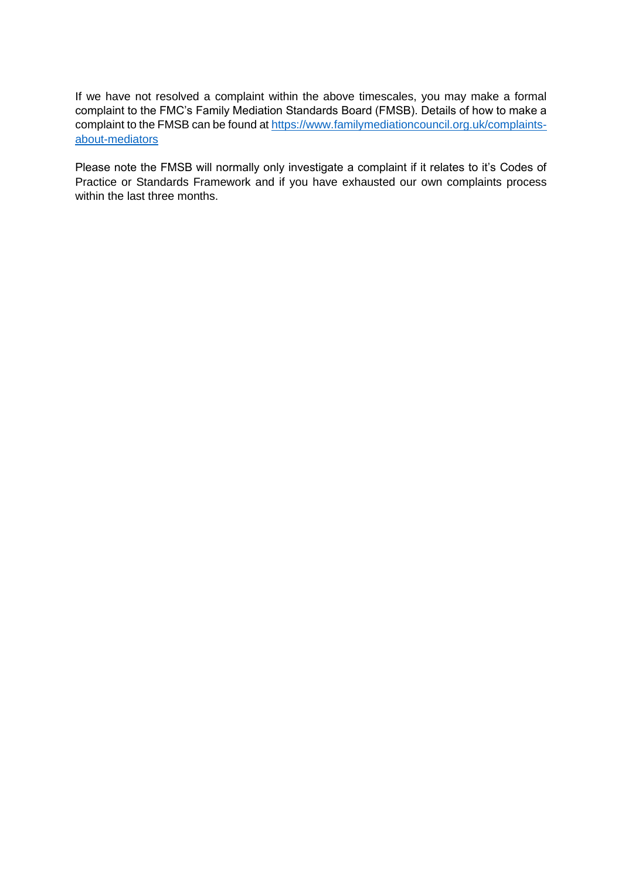If we have not resolved a complaint within the above timescales, you may make a formal complaint to the FMC's Family Mediation Standards Board (FMSB). Details of how to make a complaint to the FMSB can be found at [https://www.familymediationcouncil.org.uk/complaints-about-mediators](https://www.familymediationcouncil.org.uk/complaints-about-mediators)

Please note the FMSB will normally only investigate a complaint if it relates to it's Codes of Practice or Standards Framework and if you have exhausted our own complaints process within the last three months.